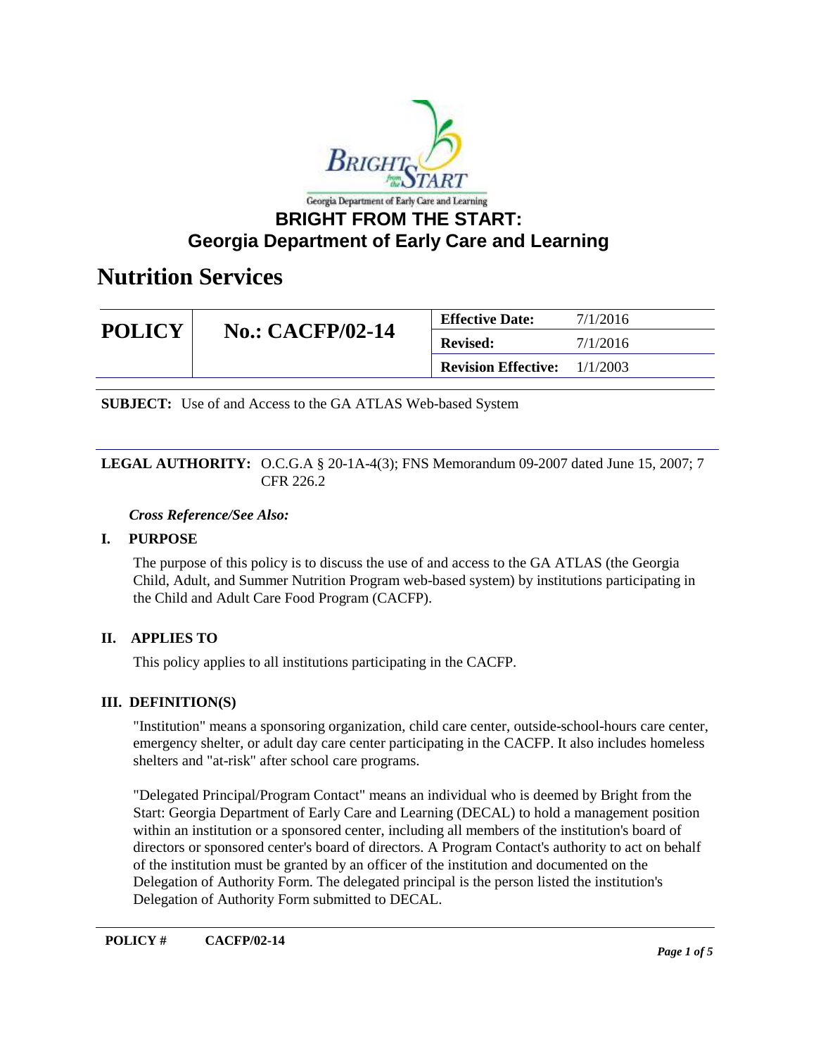# BRIGHT FROM THE START: Georgia Department of Early Care and Learning

# Nutrition Services

| POLICY | No.: CACFP/02-14 | Effective Date: | 7/1/2016 |
|---|---|---|---|
| | | Revised: | 7/1/2016 |
| | | Revision Effective: | 1/1/2003 |

**SUBJECT:** Use of and Access to the GA ATLAS Web-based System

**LEGAL AUTHORITY:** O.C.G.A § 20-1A-4(3); FNS Memorandum 09-2007 dated June 15, 2007; 7 CFR 226.2

***Cross Reference/See Also:***

## I. PURPOSE

The purpose of this policy is to discuss the use of and access to the GA ATLAS (the Georgia Child, Adult, and Summer Nutrition Program web-based system) by institutions participating in the Child and Adult Care Food Program (CACFP).

## II. APPLIES TO

This policy applies to all institutions participating in the CACFP.

## III. DEFINITION(S)

"Institution" means a sponsoring organization, child care center, outside-school-hours care center, emergency shelter, or adult day care center participating in the CACFP. It also includes homeless shelters and "at-risk" after school care programs.

"Delegated Principal/Program Contact" means an individual who is deemed by Bright from the Start: Georgia Department of Early Care and Learning (DECAL) to hold a management position within an institution or a sponsored center, including all members of the institution's board of directors or sponsored center's board of directors. A Program Contact's authority to act on behalf of the institution must be granted by an officer of the institution and documented on the Delegation of Authority Form. The delegated principal is the person listed the institution's Delegation of Authority Form submitted to DECAL.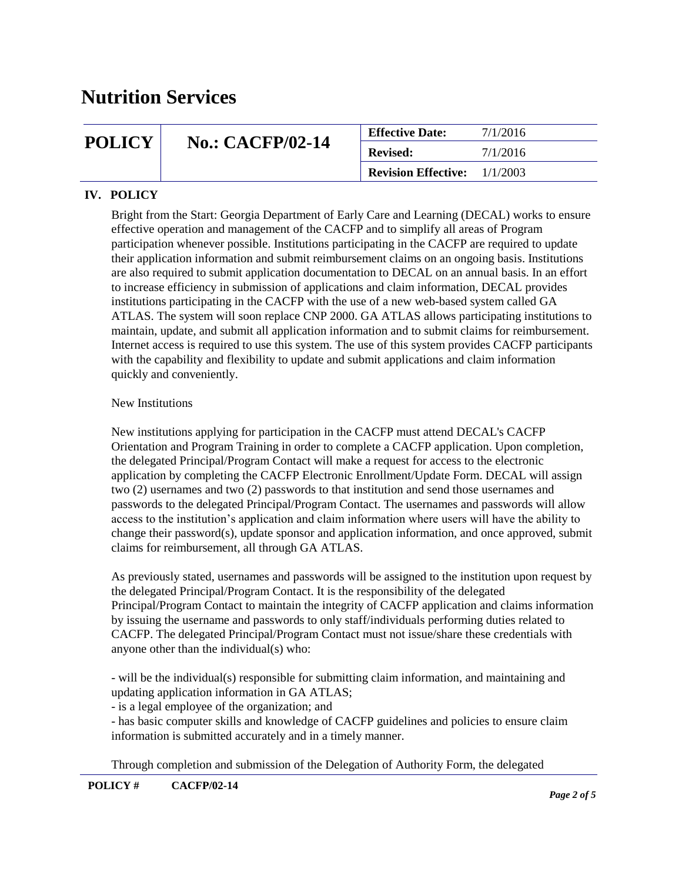# Nutrition Services

| POLICY | No.: CACFP/02-14 | Effective Date: | 7/1/2016 |
|---|---|---|---|
| | | Revised: | 7/1/2016 |
| | | Revision Effective: | 1/1/2003 |

## IV. POLICY

Bright from the Start: Georgia Department of Early Care and Learning (DECAL) works to ensure effective operation and management of the CACFP and to simplify all areas of Program participation whenever possible. Institutions participating in the CACFP are required to update their application information and submit reimbursement claims on an ongoing basis. Institutions are also required to submit application documentation to DECAL on an annual basis. In an effort to increase efficiency in submission of applications and claim information, DECAL provides institutions participating in the CACFP with the use of a new web-based system called GA ATLAS. The system will soon replace CNP 2000. GA ATLAS allows participating institutions to maintain, update, and submit all application information and to submit claims for reimbursement. Internet access is required to use this system. The use of this system provides CACFP participants with the capability and flexibility to update and submit applications and claim information quickly and conveniently.

New Institutions

New institutions applying for participation in the CACFP must attend DECAL's CACFP Orientation and Program Training in order to complete a CACFP application. Upon completion, the delegated Principal/Program Contact will make a request for access to the electronic application by completing the CACFP Electronic Enrollment/Update Form. DECAL will assign two (2) usernames and two (2) passwords to that institution and send those usernames and passwords to the delegated Principal/Program Contact. The usernames and passwords will allow access to the institution's application and claim information where users will have the ability to change their password(s), update sponsor and application information, and once approved, submit claims for reimbursement, all through GA ATLAS.

As previously stated, usernames and passwords will be assigned to the institution upon request by the delegated Principal/Program Contact. It is the responsibility of the delegated Principal/Program Contact to maintain the integrity of CACFP application and claims information by issuing the username and passwords to only staff/individuals performing duties related to CACFP. The delegated Principal/Program Contact must not issue/share these credentials with anyone other than the individual(s) who:

- will be the individual(s) responsible for submitting claim information, and maintaining and updating application information in GA ATLAS;
- is a legal employee of the organization; and
- has basic computer skills and knowledge of CACFP guidelines and policies to ensure claim information is submitted accurately and in a timely manner.

Through completion and submission of the Delegation of Authority Form, the delegated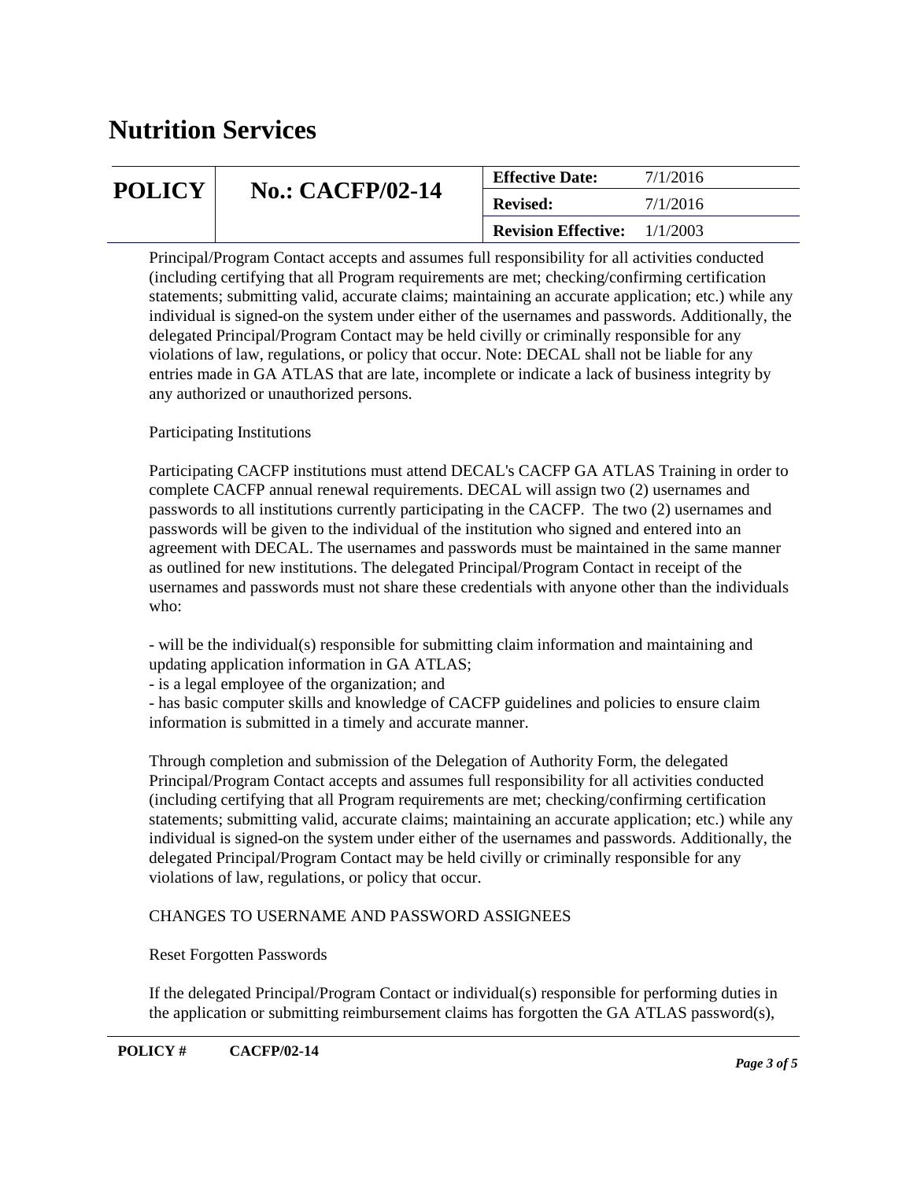Principal/Program Contact accepts and assumes full responsibility for all activities conducted (including certifying that all Program requirements are met; checking/confirming certification statements; submitting valid, accurate claims; maintaining an accurate application; etc.) while any individual is signed-on the system under either of the usernames and passwords. Additionally, the delegated Principal/Program Contact may be held civilly or criminally responsible for any violations of law, regulations, or policy that occur. Note: DECAL shall not be liable for any entries made in GA ATLAS that are late, incomplete or indicate a lack of business integrity by any authorized or unauthorized persons.

Participating Institutions

Participating CACFP institutions must attend DECAL's CACFP GA ATLAS Training in order to complete CACFP annual renewal requirements. DECAL will assign two (2) usernames and passwords to all institutions currently participating in the CACFP. The two (2) usernames and passwords will be given to the individual of the institution who signed and entered into an agreement with DECAL. The usernames and passwords must be maintained in the same manner as outlined for new institutions. The delegated Principal/Program Contact in receipt of the usernames and passwords must not share these credentials with anyone other than the individuals who:

- will be the individual(s) responsible for submitting claim information and maintaining and updating application information in GA ATLAS;
- is a legal employee of the organization; and
- has basic computer skills and knowledge of CACFP guidelines and policies to ensure claim information is submitted in a timely and accurate manner.

Through completion and submission of the Delegation of Authority Form, the delegated Principal/Program Contact accepts and assumes full responsibility for all activities conducted (including certifying that all Program requirements are met; checking/confirming certification statements; submitting valid, accurate claims; maintaining an accurate application; etc.) while any individual is signed-on the system under either of the usernames and passwords. Additionally, the delegated Principal/Program Contact may be held civilly or criminally responsible for any violations of law, regulations, or policy that occur.

CHANGES TO USERNAME AND PASSWORD ASSIGNEES

Reset Forgotten Passwords

If the delegated Principal/Program Contact or individual(s) responsible for performing duties in the application or submitting reimbursement claims has forgotten the GA ATLAS password(s),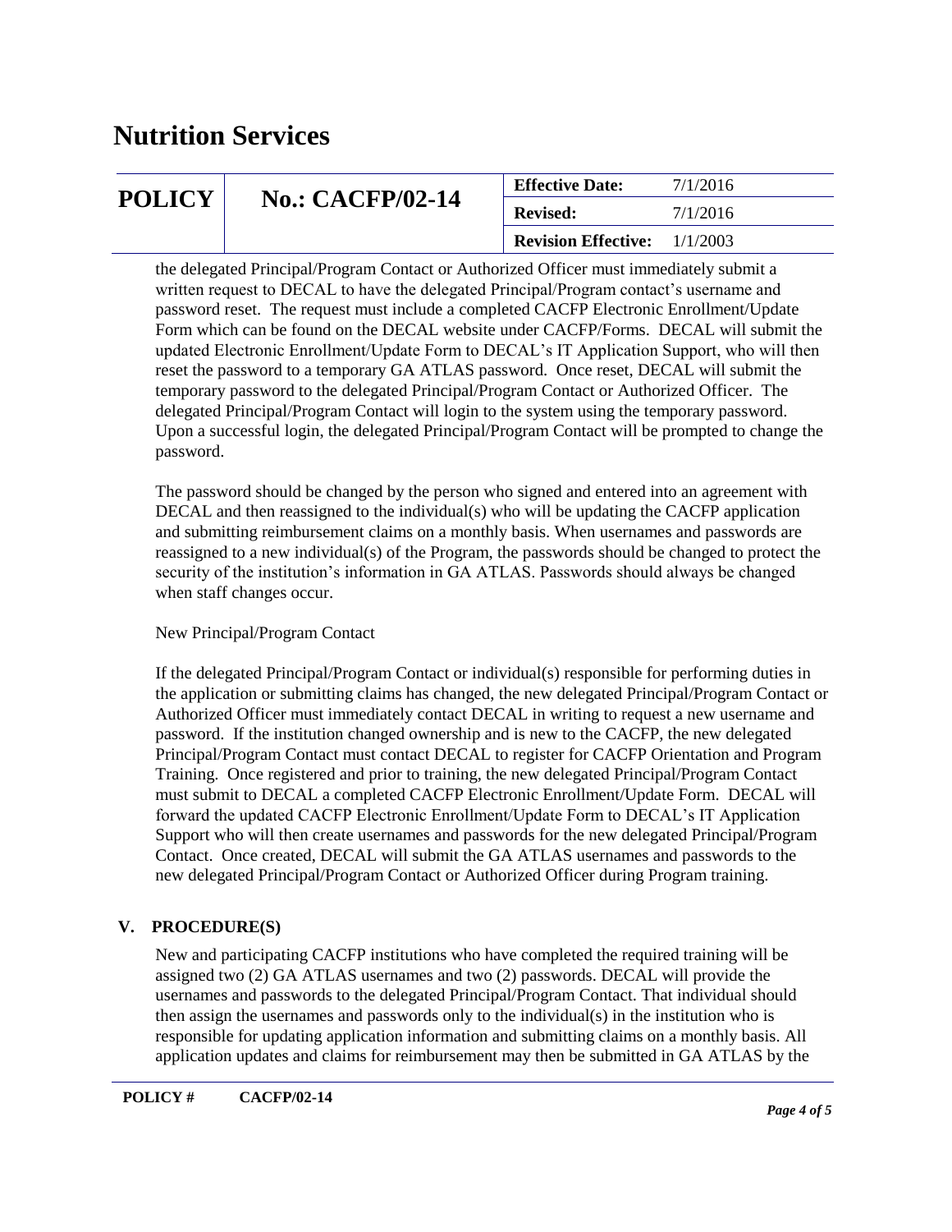the delegated Principal/Program Contact or Authorized Officer must immediately submit a written request to DECAL to have the delegated Principal/Program contact's username and password reset. The request must include a completed CACFP Electronic Enrollment/Update Form which can be found on the DECAL website under CACFP/Forms. DECAL will submit the updated Electronic Enrollment/Update Form to DECAL's IT Application Support, who will then reset the password to a temporary GA ATLAS password. Once reset, DECAL will submit the temporary password to the delegated Principal/Program Contact or Authorized Officer. The delegated Principal/Program Contact will login to the system using the temporary password. Upon a successful login, the delegated Principal/Program Contact will be prompted to change the password.

The password should be changed by the person who signed and entered into an agreement with DECAL and then reassigned to the individual(s) who will be updating the CACFP application and submitting reimbursement claims on a monthly basis. When usernames and passwords are reassigned to a new individual(s) of the Program, the passwords should be changed to protect the security of the institution's information in GA ATLAS. Passwords should always be changed when staff changes occur.

New Principal/Program Contact

If the delegated Principal/Program Contact or individual(s) responsible for performing duties in the application or submitting claims has changed, the new delegated Principal/Program Contact or Authorized Officer must immediately contact DECAL in writing to request a new username and password. If the institution changed ownership and is new to the CACFP, the new delegated Principal/Program Contact must contact DECAL to register for CACFP Orientation and Program Training. Once registered and prior to training, the new delegated Principal/Program Contact must submit to DECAL a completed CACFP Electronic Enrollment/Update Form. DECAL will forward the updated CACFP Electronic Enrollment/Update Form to DECAL's IT Application Support who will then create usernames and passwords for the new delegated Principal/Program Contact. Once created, DECAL will submit the GA ATLAS usernames and passwords to the new delegated Principal/Program Contact or Authorized Officer during Program training.

## V. PROCEDURE(S)

New and participating CACFP institutions who have completed the required training will be assigned two (2) GA ATLAS usernames and two (2) passwords. DECAL will provide the usernames and passwords to the delegated Principal/Program Contact. That individual should then assign the usernames and passwords only to the individual(s) in the institution who is responsible for updating application information and submitting claims on a monthly basis. All application updates and claims for reimbursement may then be submitted in GA ATLAS by the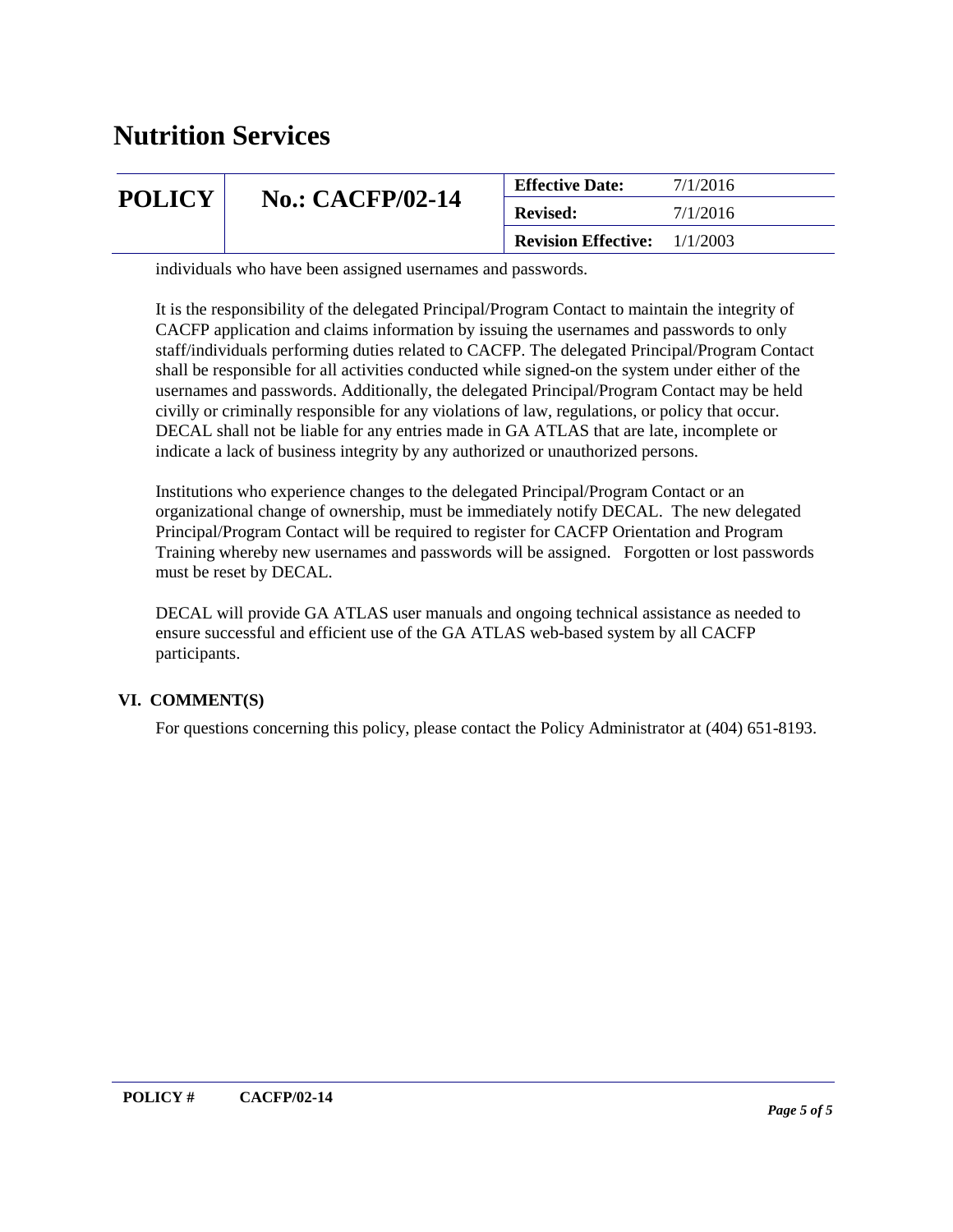individuals who have been assigned usernames and passwords.

It is the responsibility of the delegated Principal/Program Contact to maintain the integrity of CACFP application and claims information by issuing the usernames and passwords to only staff/individuals performing duties related to CACFP. The delegated Principal/Program Contact shall be responsible for all activities conducted while signed-on the system under either of the usernames and passwords. Additionally, the delegated Principal/Program Contact may be held civilly or criminally responsible for any violations of law, regulations, or policy that occur. DECAL shall not be liable for any entries made in GA ATLAS that are late, incomplete or indicate a lack of business integrity by any authorized or unauthorized persons.

Institutions who experience changes to the delegated Principal/Program Contact or an organizational change of ownership, must be immediately notify DECAL. The new delegated Principal/Program Contact will be required to register for CACFP Orientation and Program Training whereby new usernames and passwords will be assigned. Forgotten or lost passwords must be reset by DECAL.

DECAL will provide GA ATLAS user manuals and ongoing technical assistance as needed to ensure successful and efficient use of the GA ATLAS web-based system by all CACFP participants.

## VI. COMMENT(S)

For questions concerning this policy, please contact the Policy Administrator at (404) 651-8193.